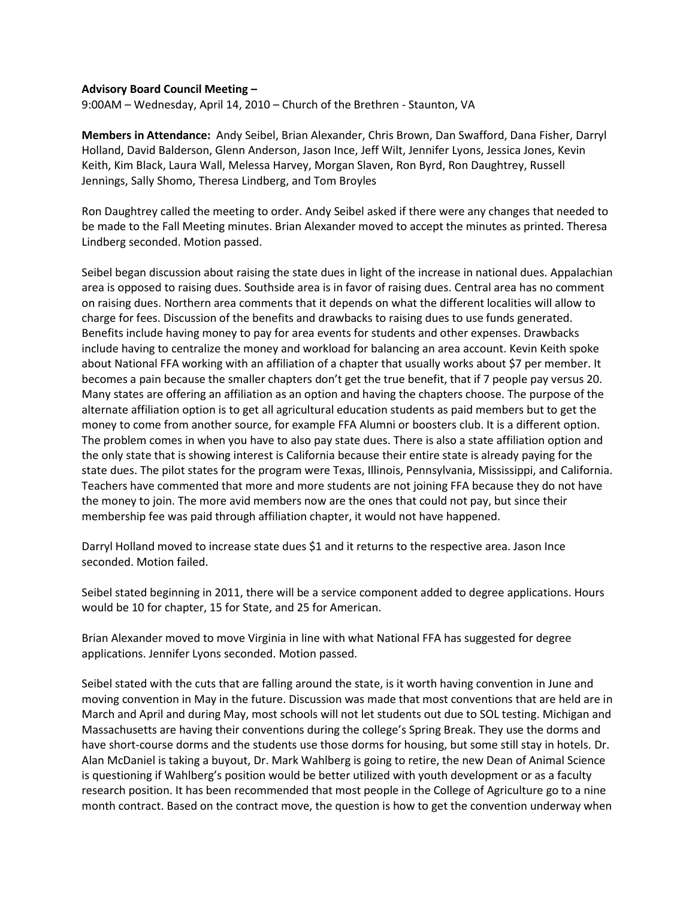**Advisory Board Council Meeting –**

9:00AM – Wednesday, April 14, 2010 – Church of the Brethren - Staunton, VA

**Members in Attendance:** Andy Seibel, Brian Alexander, Chris Brown, Dan Swafford, Dana Fisher, Darryl Holland, David Balderson, Glenn Anderson, Jason Ince, Jeff Wilt, Jennifer Lyons, Jessica Jones, Kevin Keith, Kim Black, Laura Wall, Melessa Harvey, Morgan Slaven, Ron Byrd, Ron Daughtrey, Russell Jennings, Sally Shomo, Theresa Lindberg, and Tom Broyles

Ron Daughtrey called the meeting to order. Andy Seibel asked if there were any changes that needed to be made to the Fall Meeting minutes. Brian Alexander moved to accept the minutes as printed. Theresa Lindberg seconded. Motion passed.

Seibel began discussion about raising the state dues in light of the increase in national dues. Appalachian area is opposed to raising dues. Southside area is in favor of raising dues. Central area has no comment on raising dues. Northern area comments that it depends on what the different localities will allow to charge for fees. Discussion of the benefits and drawbacks to raising dues to use funds generated. Benefits include having money to pay for area events for students and other expenses. Drawbacks include having to centralize the money and workload for balancing an area account. Kevin Keith spoke about National FFA working with an affiliation of a chapter that usually works about $7 per member. It becomes a pain because the smaller chapters don't get the true benefit, that if 7 people pay versus 20. Many states are offering an affiliation as an option and having the chapters choose. The purpose of the alternate affiliation option is to get all agricultural education students as paid members but to get the money to come from another source, for example FFA Alumni or boosters club. It is a different option. The problem comes in when you have to also pay state dues. There is also a state affiliation option and the only state that is showing interest is California because their entire state is already paying for the state dues. The pilot states for the program were Texas, Illinois, Pennsylvania, Mississippi, and California. Teachers have commented that more and more students are not joining FFA because they do not have the money to join. The more avid members now are the ones that could not pay, but since their membership fee was paid through affiliation chapter, it would not have happened.

Darryl Holland moved to increase state dues $1 and it returns to the respective area. Jason Ince seconded. Motion failed.

Seibel stated beginning in 2011, there will be a service component added to degree applications. Hours would be 10 for chapter, 15 for State, and 25 for American.

Brian Alexander moved to move Virginia in line with what National FFA has suggested for degree applications. Jennifer Lyons seconded. Motion passed.

Seibel stated with the cuts that are falling around the state, is it worth having convention in June and moving convention in May in the future. Discussion was made that most conventions that are held are in March and April and during May, most schools will not let students out due to SOL testing. Michigan and Massachusetts are having their conventions during the college's Spring Break. They use the dorms and have short-course dorms and the students use those dorms for housing, but some still stay in hotels. Dr. Alan McDaniel is taking a buyout, Dr. Mark Wahlberg is going to retire, the new Dean of Animal Science is questioning if Wahlberg's position would be better utilized with youth development or as a faculty research position. It has been recommended that most people in the College of Agriculture go to a nine month contract. Based on the contract move, the question is how to get the convention underway when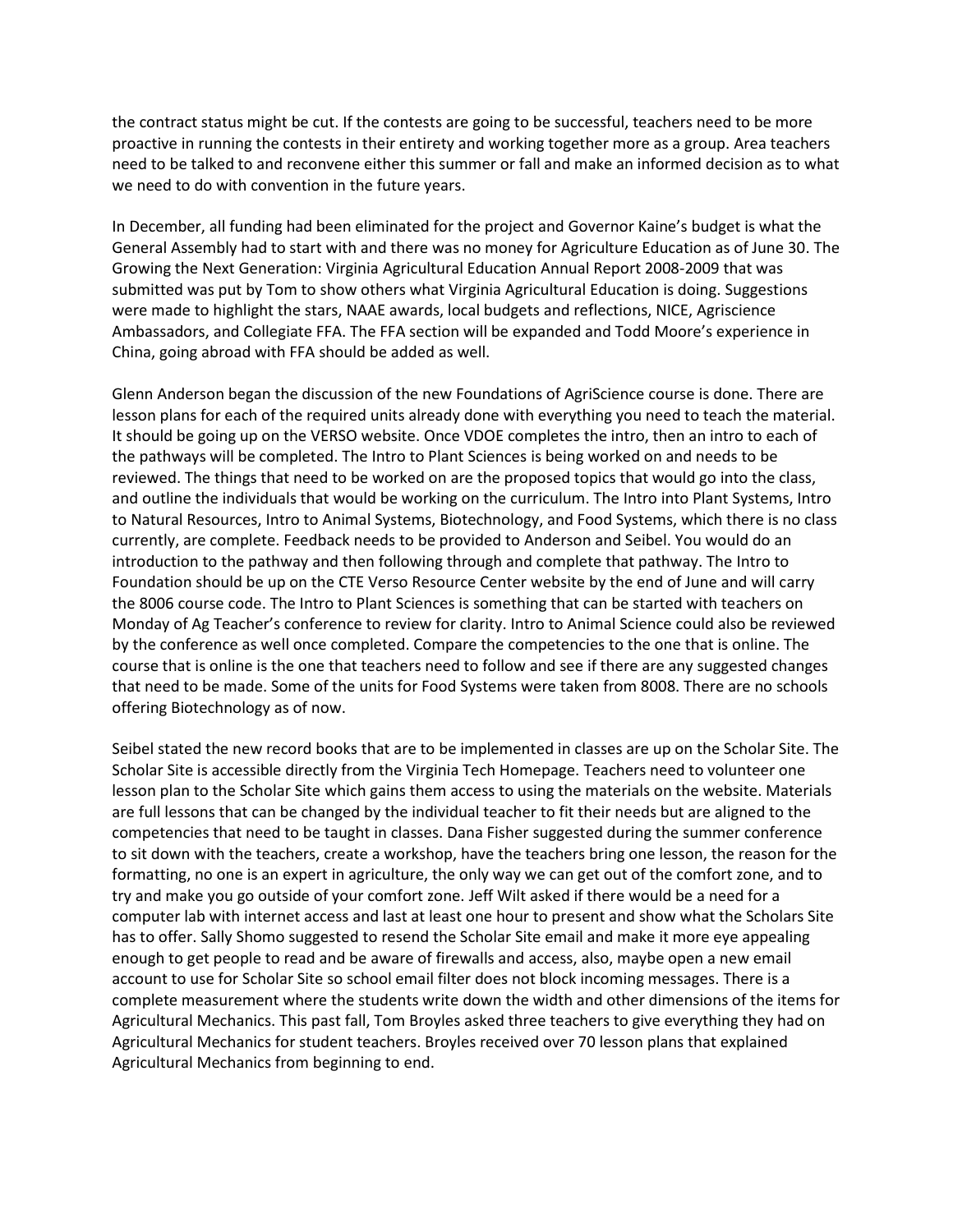the contract status might be cut. If the contests are going to be successful, teachers need to be more proactive in running the contests in their entirety and working together more as a group. Area teachers need to be talked to and reconvene either this summer or fall and make an informed decision as to what we need to do with convention in the future years.

In December, all funding had been eliminated for the project and Governor Kaine's budget is what the General Assembly had to start with and there was no money for Agriculture Education as of June 30. The Growing the Next Generation: Virginia Agricultural Education Annual Report 2008-2009 that was submitted was put by Tom to show others what Virginia Agricultural Education is doing. Suggestions were made to highlight the stars, NAAE awards, local budgets and reflections, NICE, Agriscience Ambassadors, and Collegiate FFA. The FFA section will be expanded and Todd Moore's experience in China, going abroad with FFA should be added as well.

Glenn Anderson began the discussion of the new Foundations of AgriScience course is done. There are lesson plans for each of the required units already done with everything you need to teach the material. It should be going up on the VERSO website. Once VDOE completes the intro, then an intro to each of the pathways will be completed. The Intro to Plant Sciences is being worked on and needs to be reviewed. The things that need to be worked on are the proposed topics that would go into the class, and outline the individuals that would be working on the curriculum. The Intro into Plant Systems, Intro to Natural Resources, Intro to Animal Systems, Biotechnology, and Food Systems, which there is no class currently, are complete. Feedback needs to be provided to Anderson and Seibel. You would do an introduction to the pathway and then following through and complete that pathway. The Intro to Foundation should be up on the CTE Verso Resource Center website by the end of June and will carry the 8006 course code. The Intro to Plant Sciences is something that can be started with teachers on Monday of Ag Teacher's conference to review for clarity. Intro to Animal Science could also be reviewed by the conference as well once completed. Compare the competencies to the one that is online. The course that is online is the one that teachers need to follow and see if there are any suggested changes that need to be made. Some of the units for Food Systems were taken from 8008. There are no schools offering Biotechnology as of now.

Seibel stated the new record books that are to be implemented in classes are up on the Scholar Site. The Scholar Site is accessible directly from the Virginia Tech Homepage. Teachers need to volunteer one lesson plan to the Scholar Site which gains them access to using the materials on the website. Materials are full lessons that can be changed by the individual teacher to fit their needs but are aligned to the competencies that need to be taught in classes. Dana Fisher suggested during the summer conference to sit down with the teachers, create a workshop, have the teachers bring one lesson, the reason for the formatting, no one is an expert in agriculture, the only way we can get out of the comfort zone, and to try and make you go outside of your comfort zone. Jeff Wilt asked if there would be a need for a computer lab with internet access and last at least one hour to present and show what the Scholars Site has to offer. Sally Shomo suggested to resend the Scholar Site email and make it more eye appealing enough to get people to read and be aware of firewalls and access, also, maybe open a new email account to use for Scholar Site so school email filter does not block incoming messages. There is a complete measurement where the students write down the width and other dimensions of the items for Agricultural Mechanics. This past fall, Tom Broyles asked three teachers to give everything they had on Agricultural Mechanics for student teachers. Broyles received over 70 lesson plans that explained Agricultural Mechanics from beginning to end.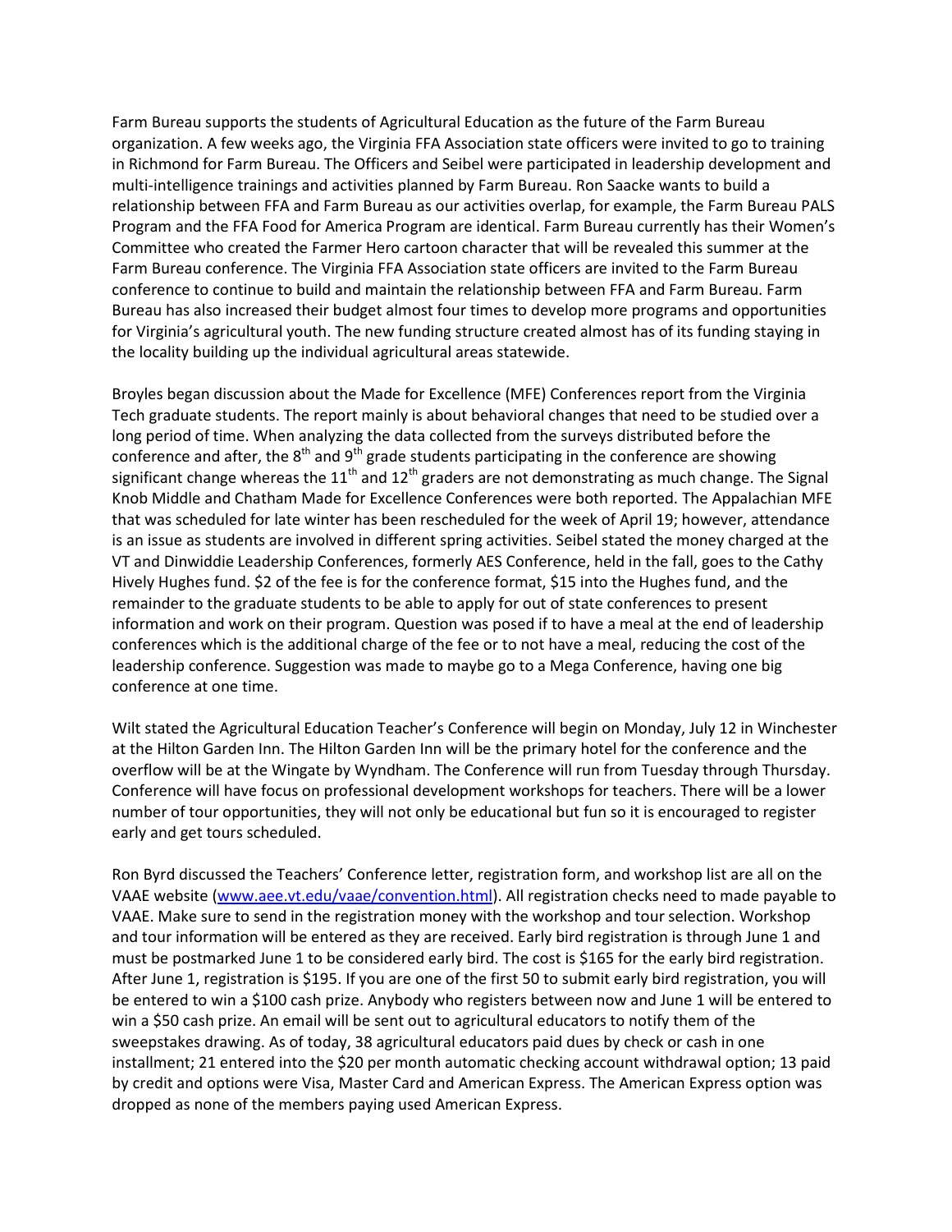Farm Bureau supports the students of Agricultural Education as the future of the Farm Bureau organization. A few weeks ago, the Virginia FFA Association state officers were invited to go to training in Richmond for Farm Bureau. The Officers and Seibel were participated in leadership development and multi-intelligence trainings and activities planned by Farm Bureau. Ron Saacke wants to build a relationship between FFA and Farm Bureau as our activities overlap, for example, the Farm Bureau PALS Program and the FFA Food for America Program are identical. Farm Bureau currently has their Women's Committee who created the Farmer Hero cartoon character that will be revealed this summer at the Farm Bureau conference. The Virginia FFA Association state officers are invited to the Farm Bureau conference to continue to build and maintain the relationship between FFA and Farm Bureau. Farm Bureau has also increased their budget almost four times to develop more programs and opportunities for Virginia's agricultural youth. The new funding structure created almost has of its funding staying in the locality building up the individual agricultural areas statewide.

Broyles began discussion about the Made for Excellence (MFE) Conferences report from the Virginia Tech graduate students. The report mainly is about behavioral changes that need to be studied over a long period of time. When analyzing the data collected from the surveys distributed before the conference and after, the 8th and 9th grade students participating in the conference are showing significant change whereas the 11th and 12th graders are not demonstrating as much change. The Signal Knob Middle and Chatham Made for Excellence Conferences were both reported. The Appalachian MFE that was scheduled for late winter has been rescheduled for the week of April 19; however, attendance is an issue as students are involved in different spring activities. Seibel stated the money charged at the VT and Dinwiddie Leadership Conferences, formerly AES Conference, held in the fall, goes to the Cathy Hively Hughes fund. $2 of the fee is for the conference format, $15 into the Hughes fund, and the remainder to the graduate students to be able to apply for out of state conferences to present information and work on their program. Question was posed if to have a meal at the end of leadership conferences which is the additional charge of the fee or to not have a meal, reducing the cost of the leadership conference. Suggestion was made to maybe go to a Mega Conference, having one big conference at one time.

Wilt stated the Agricultural Education Teacher's Conference will begin on Monday, July 12 in Winchester at the Hilton Garden Inn. The Hilton Garden Inn will be the primary hotel for the conference and the overflow will be at the Wingate by Wyndham. The Conference will run from Tuesday through Thursday. Conference will have focus on professional development workshops for teachers. There will be a lower number of tour opportunities, they will not only be educational but fun so it is encouraged to register early and get tours scheduled.

Ron Byrd discussed the Teachers' Conference letter, registration form, and workshop list are all on the VAAE website (www.aee.vt.edu/vaae/convention.html). All registration checks need to made payable to VAAE. Make sure to send in the registration money with the workshop and tour selection. Workshop and tour information will be entered as they are received. Early bird registration is through June 1 and must be postmarked June 1 to be considered early bird. The cost is $165 for the early bird registration. After June 1, registration is $195. If you are one of the first 50 to submit early bird registration, you will be entered to win a $100 cash prize. Anybody who registers between now and June 1 will be entered to win a $50 cash prize. An email will be sent out to agricultural educators to notify them of the sweepstakes drawing. As of today, 38 agricultural educators paid dues by check or cash in one installment; 21 entered into the $20 per month automatic checking account withdrawal option; 13 paid by credit and options were Visa, Master Card and American Express. The American Express option was dropped as none of the members paying used American Express.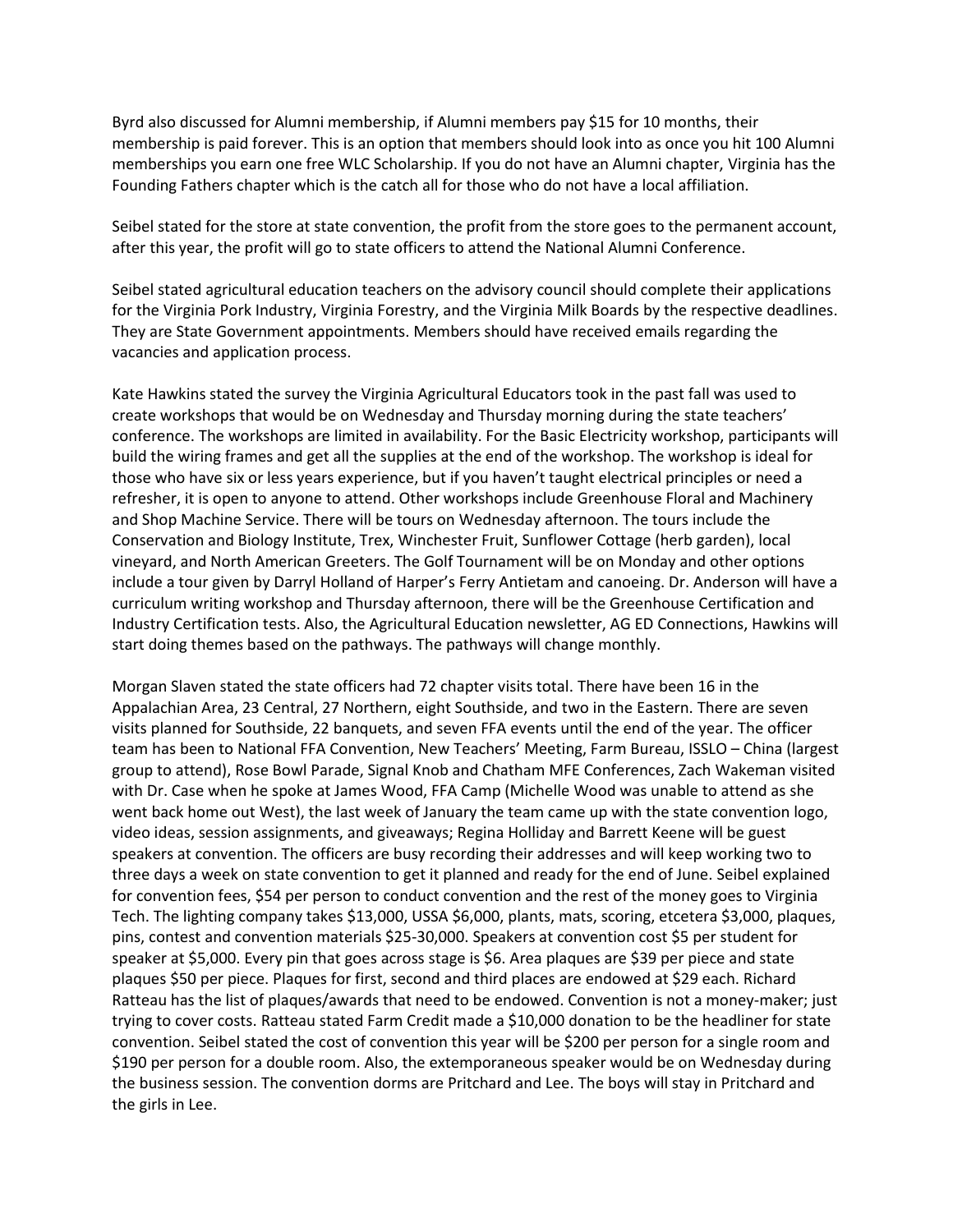Byrd also discussed for Alumni membership, if Alumni members pay $15 for 10 months, their membership is paid forever. This is an option that members should look into as once you hit 100 Alumni memberships you earn one free WLC Scholarship. If you do not have an Alumni chapter, Virginia has the Founding Fathers chapter which is the catch all for those who do not have a local affiliation.

Seibel stated for the store at state convention, the profit from the store goes to the permanent account, after this year, the profit will go to state officers to attend the National Alumni Conference.

Seibel stated agricultural education teachers on the advisory council should complete their applications for the Virginia Pork Industry, Virginia Forestry, and the Virginia Milk Boards by the respective deadlines. They are State Government appointments. Members should have received emails regarding the vacancies and application process.

Kate Hawkins stated the survey the Virginia Agricultural Educators took in the past fall was used to create workshops that would be on Wednesday and Thursday morning during the state teachers' conference. The workshops are limited in availability. For the Basic Electricity workshop, participants will build the wiring frames and get all the supplies at the end of the workshop. The workshop is ideal for those who have six or less years experience, but if you haven't taught electrical principles or need a refresher, it is open to anyone to attend. Other workshops include Greenhouse Floral and Machinery and Shop Machine Service. There will be tours on Wednesday afternoon. The tours include the Conservation and Biology Institute, Trex, Winchester Fruit, Sunflower Cottage (herb garden), local vineyard, and North American Greeters. The Golf Tournament will be on Monday and other options include a tour given by Darryl Holland of Harper's Ferry Antietam and canoeing. Dr. Anderson will have a curriculum writing workshop and Thursday afternoon, there will be the Greenhouse Certification and Industry Certification tests. Also, the Agricultural Education newsletter, AG ED Connections, Hawkins will start doing themes based on the pathways. The pathways will change monthly.

Morgan Slaven stated the state officers had 72 chapter visits total. There have been 16 in the Appalachian Area, 23 Central, 27 Northern, eight Southside, and two in the Eastern. There are seven visits planned for Southside, 22 banquets, and seven FFA events until the end of the year. The officer team has been to National FFA Convention, New Teachers' Meeting, Farm Bureau, ISSLO – China (largest group to attend), Rose Bowl Parade, Signal Knob and Chatham MFE Conferences, Zach Wakeman visited with Dr. Case when he spoke at James Wood, FFA Camp (Michelle Wood was unable to attend as she went back home out West), the last week of January the team came up with the state convention logo, video ideas, session assignments, and giveaways; Regina Holliday and Barrett Keene will be guest speakers at convention. The officers are busy recording their addresses and will keep working two to three days a week on state convention to get it planned and ready for the end of June. Seibel explained for convention fees, $54 per person to conduct convention and the rest of the money goes to Virginia Tech. The lighting company takes $13,000, USSA $6,000, plants, mats, scoring, etcetera $3,000, plaques, pins, contest and convention materials $25-30,000. Speakers at convention cost $5 per student for speaker at $5,000. Every pin that goes across stage is $6. Area plaques are $39 per piece and state plaques $50 per piece. Plaques for first, second and third places are endowed at $29 each. Richard Ratteau has the list of plaques/awards that need to be endowed. Convention is not a money-maker; just trying to cover costs. Ratteau stated Farm Credit made a $10,000 donation to be the headliner for state convention. Seibel stated the cost of convention this year will be $200 per person for a single room and $190 per person for a double room. Also, the extemporaneous speaker would be on Wednesday during the business session. The convention dorms are Pritchard and Lee. The boys will stay in Pritchard and the girls in Lee.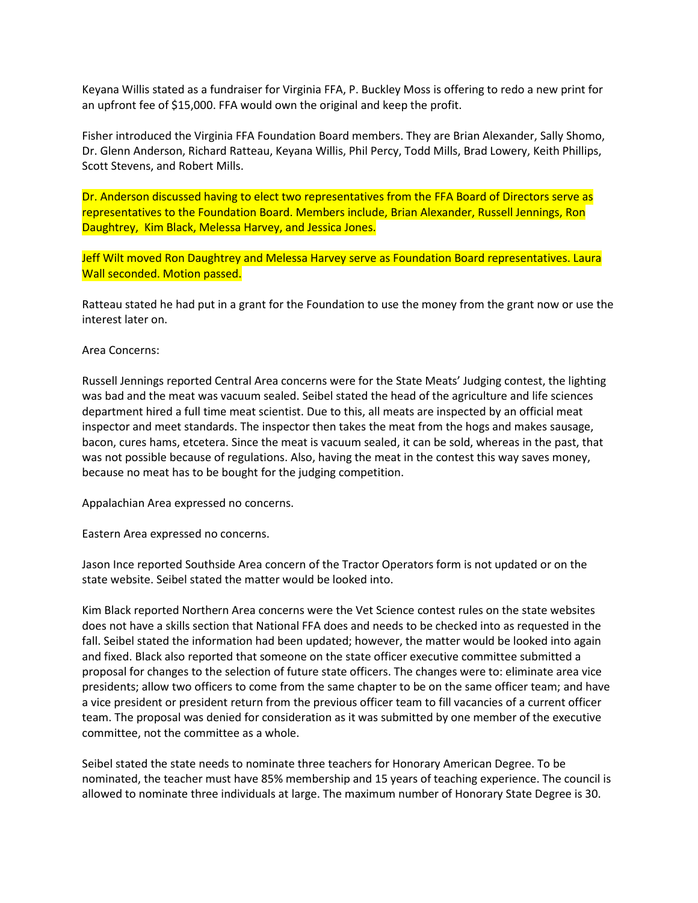Keyana Willis stated as a fundraiser for Virginia FFA, P. Buckley Moss is offering to redo a new print for an upfront fee of $15,000. FFA would own the original and keep the profit.

Fisher introduced the Virginia FFA Foundation Board members. They are Brian Alexander, Sally Shomo, Dr. Glenn Anderson, Richard Ratteau, Keyana Willis, Phil Percy, Todd Mills, Brad Lowery, Keith Phillips, Scott Stevens, and Robert Mills.

Dr. Anderson discussed having to elect two representatives from the FFA Board of Directors serve as representatives to the Foundation Board. Members include, Brian Alexander, Russell Jennings, Ron Daughtrey, Kim Black, Melessa Harvey, and Jessica Jones.

Jeff Wilt moved Ron Daughtrey and Melessa Harvey serve as Foundation Board representatives. Laura Wall seconded. Motion passed.

Ratteau stated he had put in a grant for the Foundation to use the money from the grant now or use the interest later on.

Area Concerns:

Russell Jennings reported Central Area concerns were for the State Meats' Judging contest, the lighting was bad and the meat was vacuum sealed. Seibel stated the head of the agriculture and life sciences department hired a full time meat scientist. Due to this, all meats are inspected by an official meat inspector and meet standards. The inspector then takes the meat from the hogs and makes sausage, bacon, cures hams, etcetera. Since the meat is vacuum sealed, it can be sold, whereas in the past, that was not possible because of regulations. Also, having the meat in the contest this way saves money, because no meat has to be bought for the judging competition.

Appalachian Area expressed no concerns.

Eastern Area expressed no concerns.

Jason Ince reported Southside Area concern of the Tractor Operators form is not updated or on the state website. Seibel stated the matter would be looked into.

Kim Black reported Northern Area concerns were the Vet Science contest rules on the state websites does not have a skills section that National FFA does and needs to be checked into as requested in the fall. Seibel stated the information had been updated; however, the matter would be looked into again and fixed. Black also reported that someone on the state officer executive committee submitted a proposal for changes to the selection of future state officers. The changes were to: eliminate area vice presidents; allow two officers to come from the same chapter to be on the same officer team; and have a vice president or president return from the previous officer team to fill vacancies of a current officer team. The proposal was denied for consideration as it was submitted by one member of the executive committee, not the committee as a whole.

Seibel stated the state needs to nominate three teachers for Honorary American Degree. To be nominated, the teacher must have 85% membership and 15 years of teaching experience. The council is allowed to nominate three individuals at large. The maximum number of Honorary State Degree is 30.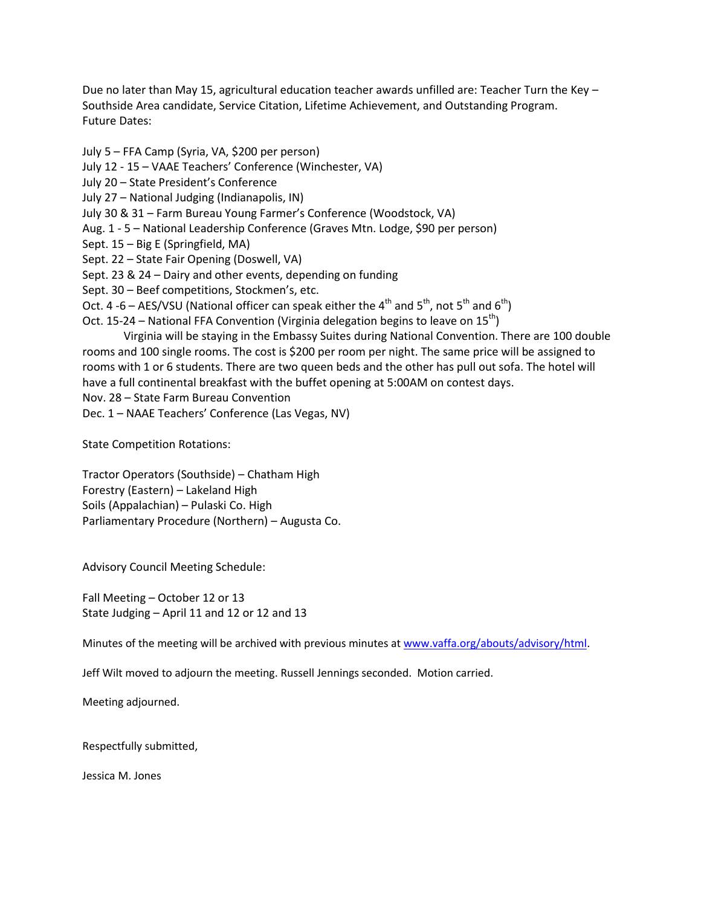Due no later than May 15, agricultural education teacher awards unfilled are: Teacher Turn the Key – Southside Area candidate, Service Citation, Lifetime Achievement, and Outstanding Program.
Future Dates:

July 5 – FFA Camp (Syria, VA, $200 per person)
July 12 - 15 – VAAE Teachers' Conference (Winchester, VA)
July 20 – State President's Conference
July 27 – National Judging (Indianapolis, IN)
July 30 & 31 – Farm Bureau Young Farmer's Conference (Woodstock, VA)
Aug. 1 - 5 – National Leadership Conference (Graves Mtn. Lodge, $90 per person)
Sept. 15 – Big E (Springfield, MA)
Sept. 22 – State Fair Opening (Doswell, VA)
Sept. 23 & 24 – Dairy and other events, depending on funding
Sept. 30 – Beef competitions, Stockmen's, etc.
Oct. 4 -6 – AES/VSU (National officer can speak either the 4th and 5th, not 5th and 6th)
Oct. 15-24 – National FFA Convention (Virginia delegation begins to leave on 15th)

Virginia will be staying in the Embassy Suites during National Convention. There are 100 double rooms and 100 single rooms. The cost is $200 per room per night. The same price will be assigned to rooms with 1 or 6 students. There are two queen beds and the other has pull out sofa. The hotel will have a full continental breakfast with the buffet opening at 5:00AM on contest days.

Nov. 28 – State Farm Bureau Convention
Dec. 1 – NAAE Teachers' Conference (Las Vegas, NV)

State Competition Rotations:

Tractor Operators (Southside) – Chatham High
Forestry (Eastern) – Lakeland High
Soils (Appalachian) – Pulaski Co. High
Parliamentary Procedure (Northern) – Augusta Co.

Advisory Council Meeting Schedule:

Fall Meeting – October 12 or 13
State Judging – April 11 and 12 or 12 and 13

Minutes of the meeting will be archived with previous minutes at www.vaffa.org/abouts/advisory/html.

Jeff Wilt moved to adjourn the meeting. Russell Jennings seconded. Motion carried.

Meeting adjourned.

Respectfully submitted,

Jessica M. Jones